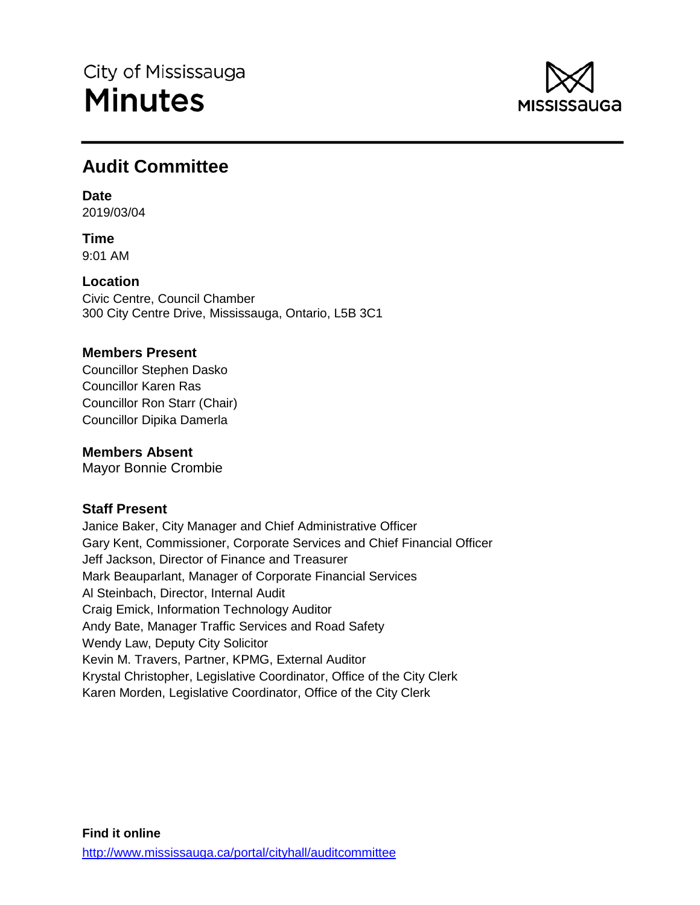City of Mississauga

# Minutes

## Audit Committee

**Date**
2019/03/04

**Time**
9:01 AM

**Location**
Civic Centre, Council Chamber
300 City Centre Drive, Mississauga, Ontario, L5B 3C1

### Members Present

Councillor Stephen Dasko
Councillor Karen Ras
Councillor Ron Starr (Chair)
Councillor Dipika Damerla

### Members Absent

Mayor Bonnie Crombie

### Staff Present

Janice Baker, City Manager and Chief Administrative Officer
Gary Kent, Commissioner, Corporate Services and Chief Financial Officer
Jeff Jackson, Director of Finance and Treasurer
Mark Beauparlant, Manager of Corporate Financial Services
Al Steinbach, Director, Internal Audit
Craig Emick, Information Technology Auditor
Andy Bate, Manager Traffic Services and Road Safety
Wendy Law, Deputy City Solicitor
Kevin M. Travers, Partner, KPMG, External Auditor
Krystal Christopher, Legislative Coordinator, Office of the City Clerk
Karen Morden, Legislative Coordinator, Office of the City Clerk

**Find it online**
http://www.mississauga.ca/portal/cityhall/auditcommittee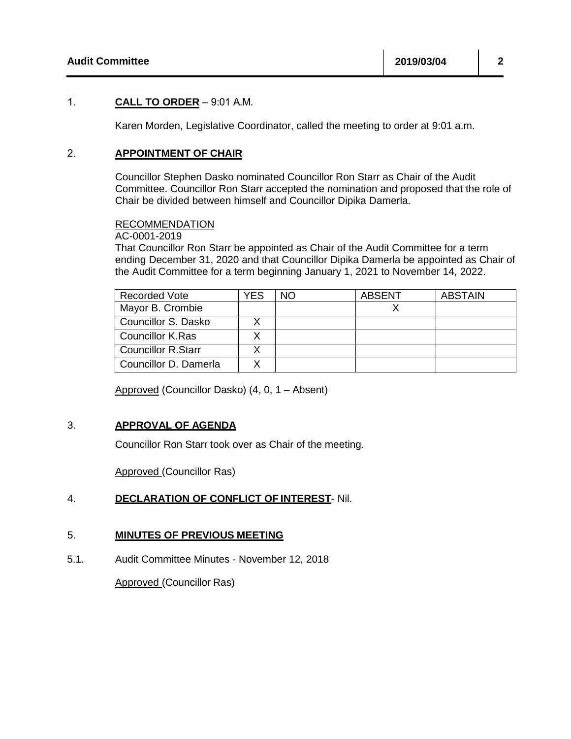1. **CALL TO ORDER** – 9:01 A.M.

Karen Morden, Legislative Coordinator, called the meeting to order at 9:01 a.m.

2. **APPOINTMENT OF CHAIR**

Councillor Stephen Dasko nominated Councillor Ron Starr as Chair of the Audit Committee. Councillor Ron Starr accepted the nomination and proposed that the role of Chair be divided between himself and Councillor Dipika Damerla.

RECOMMENDATION
AC-0001-2019
That Councillor Ron Starr be appointed as Chair of the Audit Committee for a term ending December 31, 2020 and that Councillor Dipika Damerla be appointed as Chair of the Audit Committee for a term beginning January 1, 2021 to November 14, 2022.

| Recorded Vote | YES | NO | ABSENT | ABSTAIN |
|---|---|---|---|---|
| Mayor B. Crombie | | | X | |
| Councillor S. Dasko | X | | | |
| Councillor K.Ras | X | | | |
| Councillor R.Starr | X | | | |
| Councillor D. Damerla | X | | | |

Approved (Councillor Dasko) (4, 0, 1 – Absent)

3. **APPROVAL OF AGENDA**

Councillor Ron Starr took over as Chair of the meeting.

Approved (Councillor Ras)

4. **DECLARATION OF CONFLICT OF INTEREST**- Nil.

5. **MINUTES OF PREVIOUS MEETING**

5.1. Audit Committee Minutes - November 12, 2018

Approved (Councillor Ras)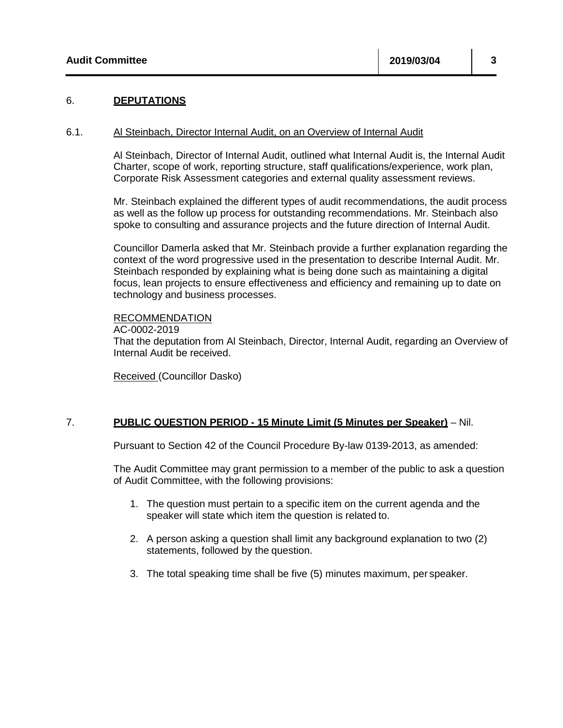## 6. **DEPUTATIONS**

### 6.1. Al Steinbach, Director Internal Audit, on an Overview of Internal Audit

Al Steinbach, Director of Internal Audit, outlined what Internal Audit is, the Internal Audit Charter, scope of work, reporting structure, staff qualifications/experience, work plan, Corporate Risk Assessment categories and external quality assessment reviews.

Mr. Steinbach explained the different types of audit recommendations, the audit process as well as the follow up process for outstanding recommendations. Mr. Steinbach also spoke to consulting and assurance projects and the future direction of Internal Audit.

Councillor Damerla asked that Mr. Steinbach provide a further explanation regarding the context of the word progressive used in the presentation to describe Internal Audit. Mr. Steinbach responded by explaining what is being done such as maintaining a digital focus, lean projects to ensure effectiveness and efficiency and remaining up to date on technology and business processes.

RECOMMENDATION
AC-0002-2019
That the deputation from Al Steinbach, Director, Internal Audit, regarding an Overview of Internal Audit be received.

Received (Councillor Dasko)

## 7. **PUBLIC QUESTION PERIOD - 15 Minute Limit (5 Minutes per Speaker)** – Nil.

Pursuant to Section 42 of the Council Procedure By-law 0139-2013, as amended:

The Audit Committee may grant permission to a member of the public to ask a question of Audit Committee, with the following provisions:

1. The question must pertain to a specific item on the current agenda and the speaker will state which item the question is related to.
2. A person asking a question shall limit any background explanation to two (2) statements, followed by the question.
3. The total speaking time shall be five (5) minutes maximum, per speaker.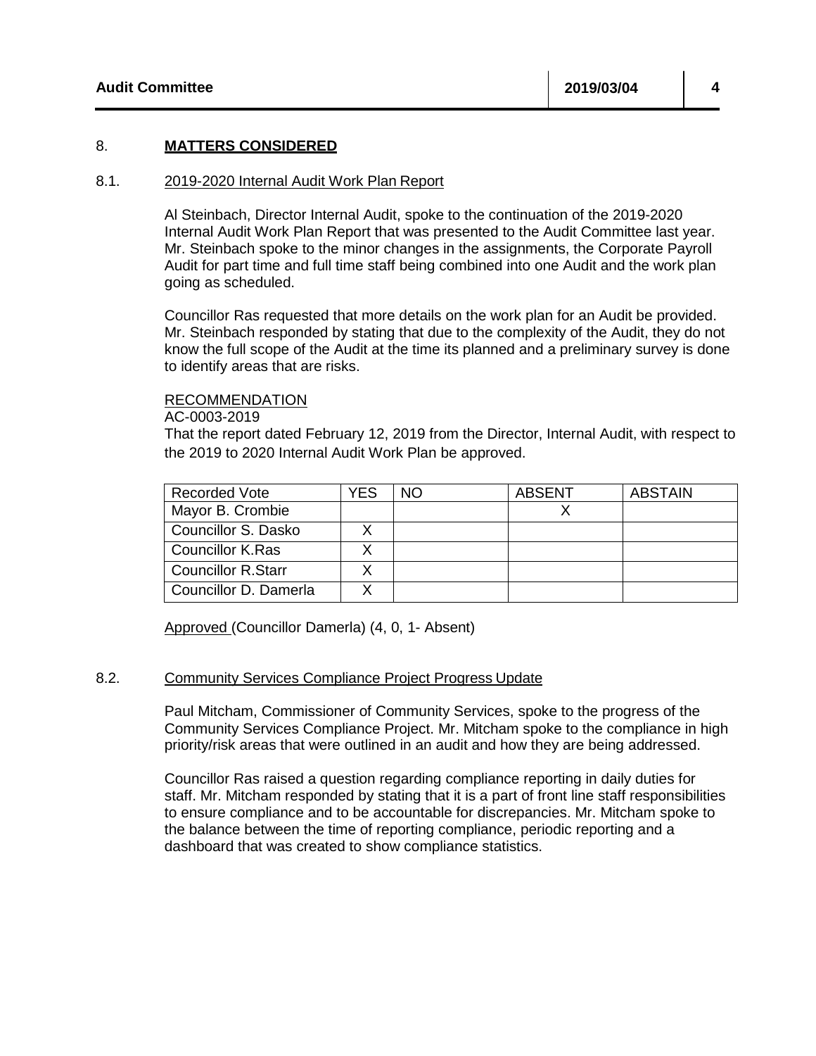## 8. **MATTERS CONSIDERED**

### 8.1. 2019-2020 Internal Audit Work Plan Report

Al Steinbach, Director Internal Audit, spoke to the continuation of the 2019-2020 Internal Audit Work Plan Report that was presented to the Audit Committee last year. Mr. Steinbach spoke to the minor changes in the assignments, the Corporate Payroll Audit for part time and full time staff being combined into one Audit and the work plan going as scheduled.

Councillor Ras requested that more details on the work plan for an Audit be provided. Mr. Steinbach responded by stating that due to the complexity of the Audit, they do not know the full scope of the Audit at the time its planned and a preliminary survey is done to identify areas that are risks.

RECOMMENDATION
AC-0003-2019
That the report dated February 12, 2019 from the Director, Internal Audit, with respect to the 2019 to 2020 Internal Audit Work Plan be approved.

| Recorded Vote | YES | NO | ABSENT | ABSTAIN |
|---|---|---|---|---|
| Mayor B. Crombie | | | X | |
| Councillor S. Dasko | X | | | |
| Councillor K.Ras | X | | | |
| Councillor R.Starr | X | | | |
| Councillor D. Damerla | X | | | |

Approved (Councillor Damerla) (4, 0, 1- Absent)

### 8.2. Community Services Compliance Project Progress Update

Paul Mitcham, Commissioner of Community Services, spoke to the progress of the Community Services Compliance Project. Mr. Mitcham spoke to the compliance in high priority/risk areas that were outlined in an audit and how they are being addressed.

Councillor Ras raised a question regarding compliance reporting in daily duties for staff. Mr. Mitcham responded by stating that it is a part of front line staff responsibilities to ensure compliance and to be accountable for discrepancies. Mr. Mitcham spoke to the balance between the time of reporting compliance, periodic reporting and a dashboard that was created to show compliance statistics.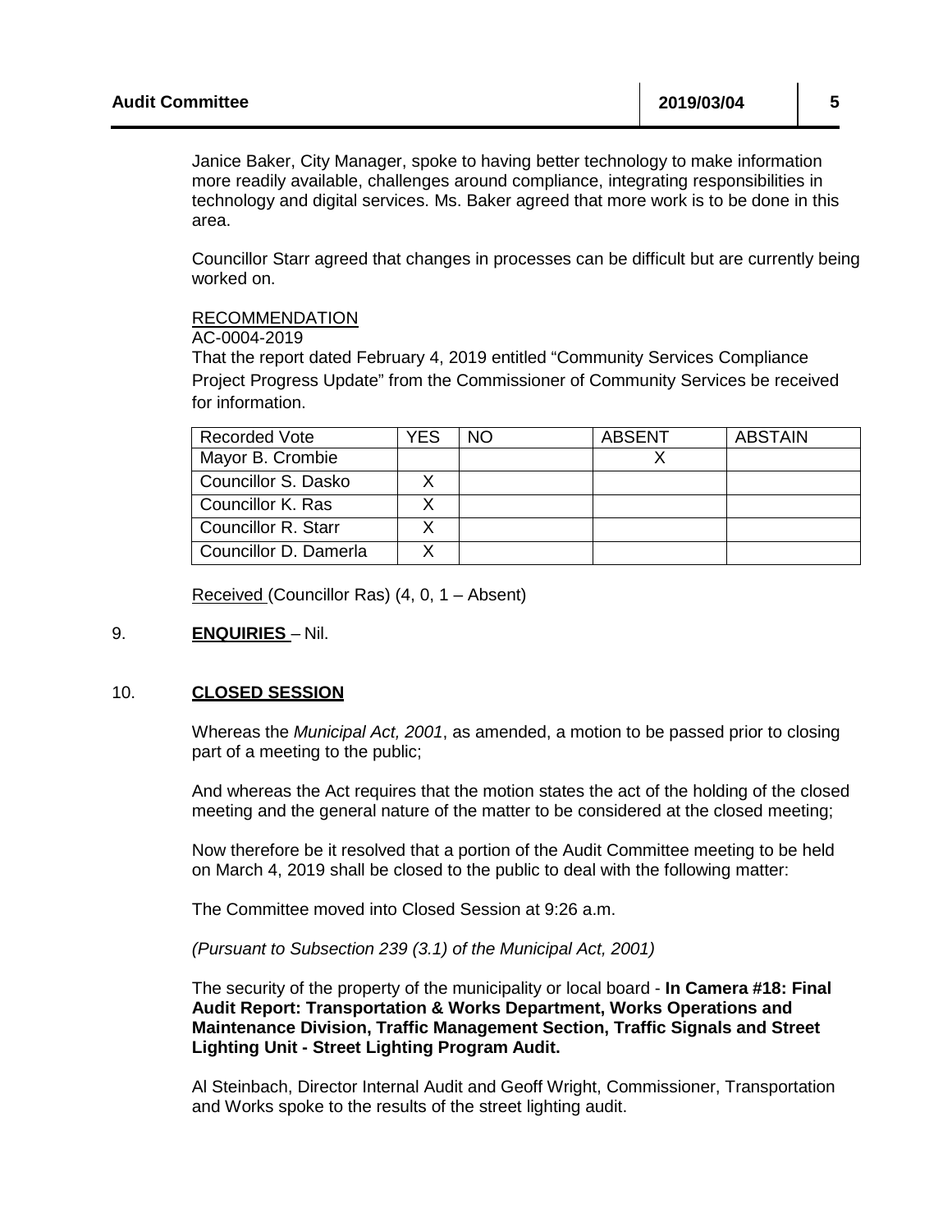Janice Baker, City Manager, spoke to having better technology to make information more readily available, challenges around compliance, integrating responsibilities in technology and digital services. Ms. Baker agreed that more work is to be done in this area.

Councillor Starr agreed that changes in processes can be difficult but are currently being worked on.

RECOMMENDATION
AC-0004-2019
That the report dated February 4, 2019 entitled "Community Services Compliance Project Progress Update" from the Commissioner of Community Services be received for information.

| Recorded Vote | YES | NO | ABSENT | ABSTAIN |
|---|---|---|---|---|
| Mayor B. Crombie | | | X | |
| Councillor S. Dasko | X | | | |
| Councillor K. Ras | X | | | |
| Councillor R. Starr | X | | | |
| Councillor D. Damerla | X | | | |

Received (Councillor Ras) (4, 0, 1 – Absent)

9. **ENQUIRIES** – Nil.

10. **CLOSED SESSION**

Whereas the *Municipal Act, 2001*, as amended, a motion to be passed prior to closing part of a meeting to the public;

And whereas the Act requires that the motion states the act of the holding of the closed meeting and the general nature of the matter to be considered at the closed meeting;

Now therefore be it resolved that a portion of the Audit Committee meeting to be held on March 4, 2019 shall be closed to the public to deal with the following matter:

The Committee moved into Closed Session at 9:26 a.m.

*(Pursuant to Subsection 239 (3.1) of the Municipal Act, 2001)*

The security of the property of the municipality or local board - **In Camera #18: Final Audit Report: Transportation & Works Department, Works Operations and Maintenance Division, Traffic Management Section, Traffic Signals and Street Lighting Unit - Street Lighting Program Audit.**

Al Steinbach, Director Internal Audit and Geoff Wright, Commissioner, Transportation and Works spoke to the results of the street lighting audit.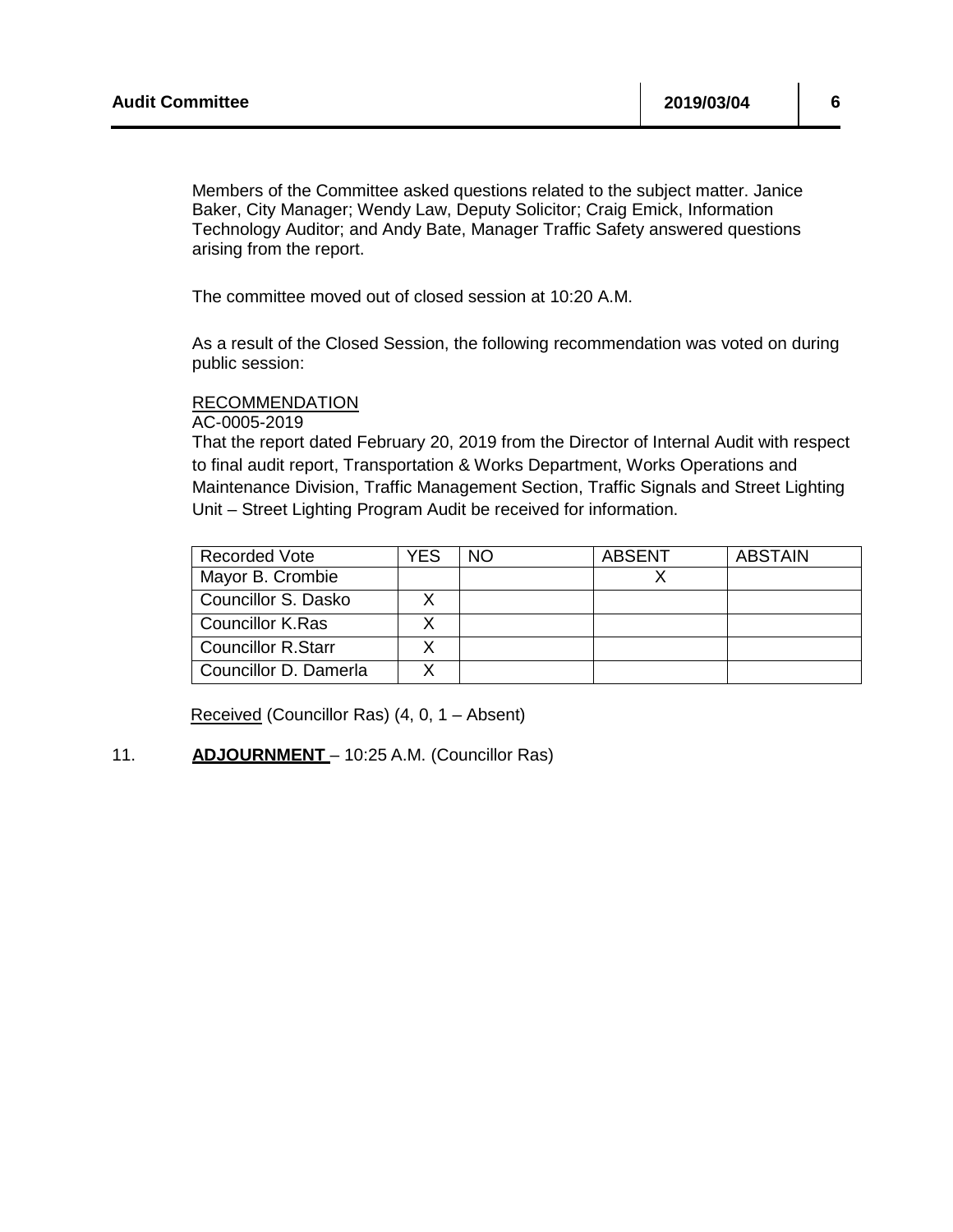Members of the Committee asked questions related to the subject matter. Janice Baker, City Manager; Wendy Law, Deputy Solicitor; Craig Emick, Information Technology Auditor; and Andy Bate, Manager Traffic Safety answered questions arising from the report.

The committee moved out of closed session at 10:20 A.M.

As a result of the Closed Session, the following recommendation was voted on during public session:

RECOMMENDATION
AC-0005-2019
That the report dated February 20, 2019 from the Director of Internal Audit with respect to final audit report, Transportation & Works Department, Works Operations and Maintenance Division, Traffic Management Section, Traffic Signals and Street Lighting Unit – Street Lighting Program Audit be received for information.

| Recorded Vote | YES | NO | ABSENT | ABSTAIN |
| --- | --- | --- | --- | --- |
| Mayor B. Crombie | | | X | |
| Councillor S. Dasko | X | | | |
| Councillor K.Ras | X | | | |
| Councillor R.Starr | X | | | |
| Councillor D. Damerla | X | | | |

Received (Councillor Ras) (4, 0, 1 – Absent)

11. **ADJOURNMENT** – 10:25 A.M. (Councillor Ras)